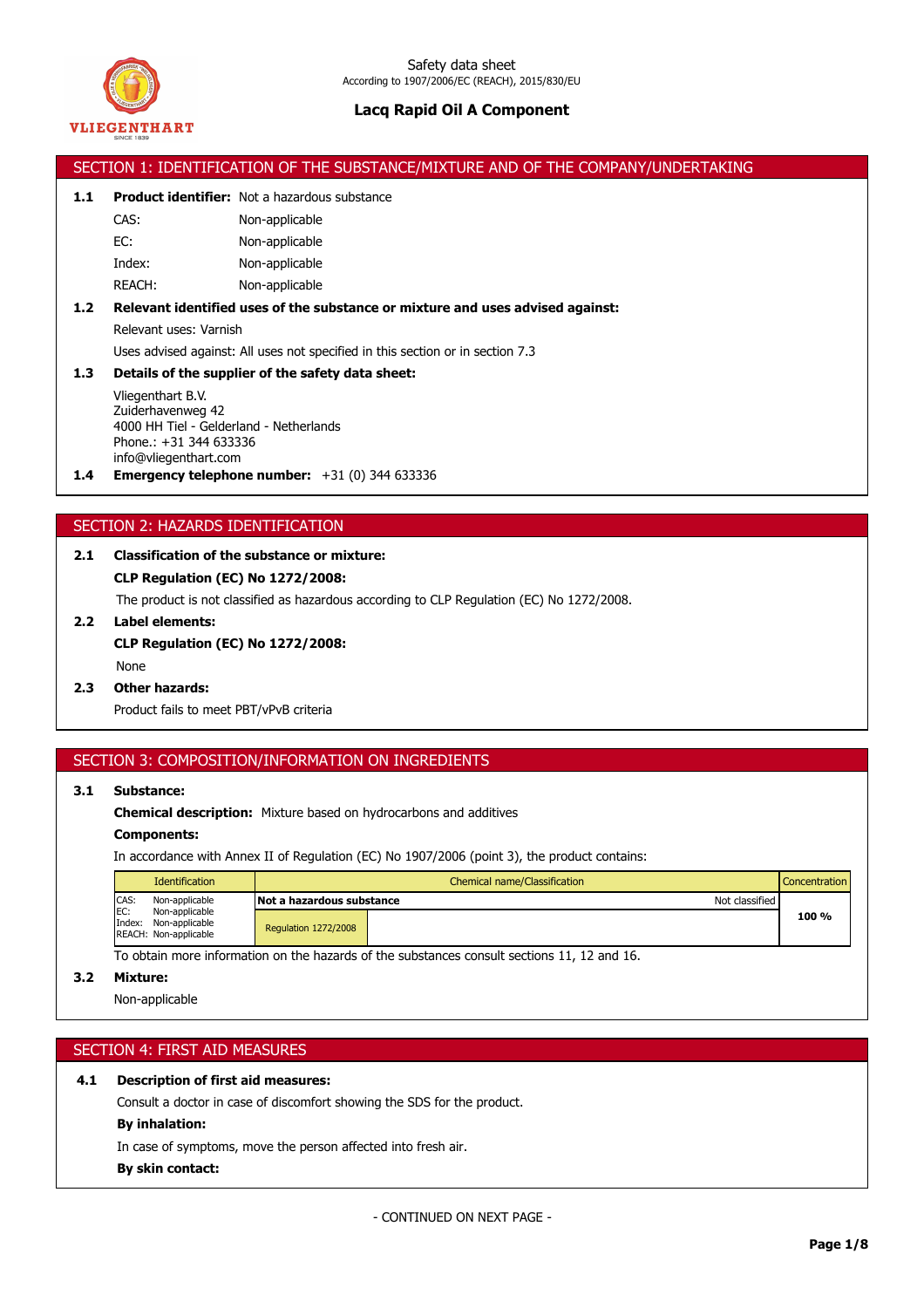Safety data sheet
According to 1907/2006/EC (REACH), 2015/830/EU

# Lacq Rapid Oil A Component

## SECTION 1: IDENTIFICATION OF THE SUBSTANCE/MIXTURE AND OF THE COMPANY/UNDERTAKING

**1.1 Product identifier:** Not a hazardous substance

CAS: Non-applicable
EC: Non-applicable
Index: Non-applicable
REACH: Non-applicable

**1.2 Relevant identified uses of the substance or mixture and uses advised against:**

Relevant uses: Varnish

Uses advised against: All uses not specified in this section or in section 7.3

**1.3 Details of the supplier of the safety data sheet:**

Vliegenthart B.V.
Zuiderhavenweg 42
4000 HH Tiel - Gelderland - Netherlands
Phone.: +31 344 633336
info@vliegenthart.com

**1.4 Emergency telephone number:** +31 (0) 344 633336

## SECTION 2: HAZARDS IDENTIFICATION

**2.1 Classification of the substance or mixture:**

**CLP Regulation (EC) No 1272/2008:**

The product is not classified as hazardous according to CLP Regulation (EC) No 1272/2008.

**2.2 Label elements:**

**CLP Regulation (EC) No 1272/2008:**

None

**2.3 Other hazards:**

Product fails to meet PBT/vPvB criteria

## SECTION 3: COMPOSITION/INFORMATION ON INGREDIENTS

**3.1 Substance:**

**Chemical description:** Mixture based on hydrocarbons and additives

**Components:**

In accordance with Annex II of Regulation (EC) No 1907/2006 (point 3), the product contains:

| Identification | Chemical name/Classification | | Concentration |
|---|---|---|---|
| CAS: Non-applicable<br>EC: Non-applicable<br>Index: Non-applicable<br>REACH: Non-applicable | **Not a hazardous substance** | Not classified | **100 %** |
| | Regulation 1272/2008 | | |

To obtain more information on the hazards of the substances consult sections 11, 12 and 16.

**3.2 Mixture:**

Non-applicable

## SECTION 4: FIRST AID MEASURES

**4.1 Description of first aid measures:**

Consult a doctor in case of discomfort showing the SDS for the product.

**By inhalation:**

In case of symptoms, move the person affected into fresh air.

**By skin contact:**

- CONTINUED ON NEXT PAGE -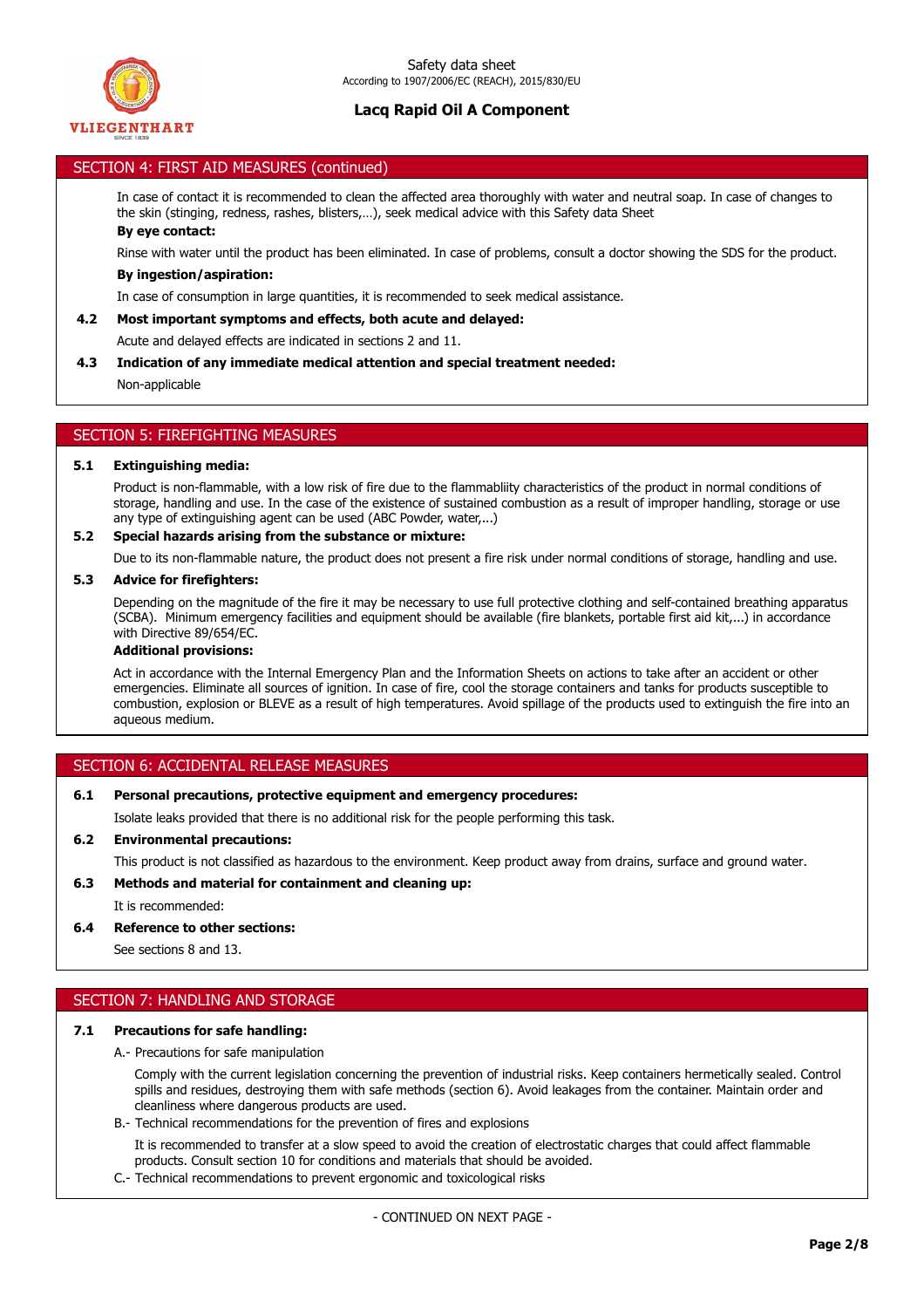## SECTION 4: FIRST AID MEASURES (continued)

In case of contact it is recommended to clean the affected area thoroughly with water and neutral soap. In case of changes to the skin (stinging, redness, rashes, blisters,…), seek medical advice with this Safety data Sheet

**By eye contact:**

Rinse with water until the product has been eliminated. In case of problems, consult a doctor showing the SDS for the product.

**By ingestion/aspiration:**

In case of consumption in large quantities, it is recommended to seek medical assistance.

**4.2 Most important symptoms and effects, both acute and delayed:**

Acute and delayed effects are indicated in sections 2 and 11.

**4.3 Indication of any immediate medical attention and special treatment needed:**

Non-applicable

## SECTION 5: FIREFIGHTING MEASURES

**5.1 Extinguishing media:**

Product is non-flammable, with a low risk of fire due to the flammabliity characteristics of the product in normal conditions of storage, handling and use. In the case of the existence of sustained combustion as a result of improper handling, storage or use any type of extinguishing agent can be used (ABC Powder, water,...)

**5.2 Special hazards arising from the substance or mixture:**

Due to its non-flammable nature, the product does not present a fire risk under normal conditions of storage, handling and use.

**5.3 Advice for firefighters:**

Depending on the magnitude of the fire it may be necessary to use full protective clothing and self-contained breathing apparatus (SCBA). Minimum emergency facilities and equipment should be available (fire blankets, portable first aid kit,...) in accordance with Directive 89/654/EC.

**Additional provisions:**

Act in accordance with the Internal Emergency Plan and the Information Sheets on actions to take after an accident or other emergencies. Eliminate all sources of ignition. In case of fire, cool the storage containers and tanks for products susceptible to combustion, explosion or BLEVE as a result of high temperatures. Avoid spillage of the products used to extinguish the fire into an aqueous medium.

## SECTION 6: ACCIDENTAL RELEASE MEASURES

**6.1 Personal precautions, protective equipment and emergency procedures:**

Isolate leaks provided that there is no additional risk for the people performing this task.

**6.2 Environmental precautions:**

This product is not classified as hazardous to the environment. Keep product away from drains, surface and ground water.

**6.3 Methods and material for containment and cleaning up:**

It is recommended:

**6.4 Reference to other sections:**

See sections 8 and 13.

## SECTION 7: HANDLING AND STORAGE

**7.1 Precautions for safe handling:**

A.- Precautions for safe manipulation

Comply with the current legislation concerning the prevention of industrial risks. Keep containers hermetically sealed. Control spills and residues, destroying them with safe methods (section 6). Avoid leakages from the container. Maintain order and cleanliness where dangerous products are used.

B.- Technical recommendations for the prevention of fires and explosions

It is recommended to transfer at a slow speed to avoid the creation of electrostatic charges that could affect flammable products. Consult section 10 for conditions and materials that should be avoided.

C.- Technical recommendations to prevent ergonomic and toxicological risks

- CONTINUED ON NEXT PAGE -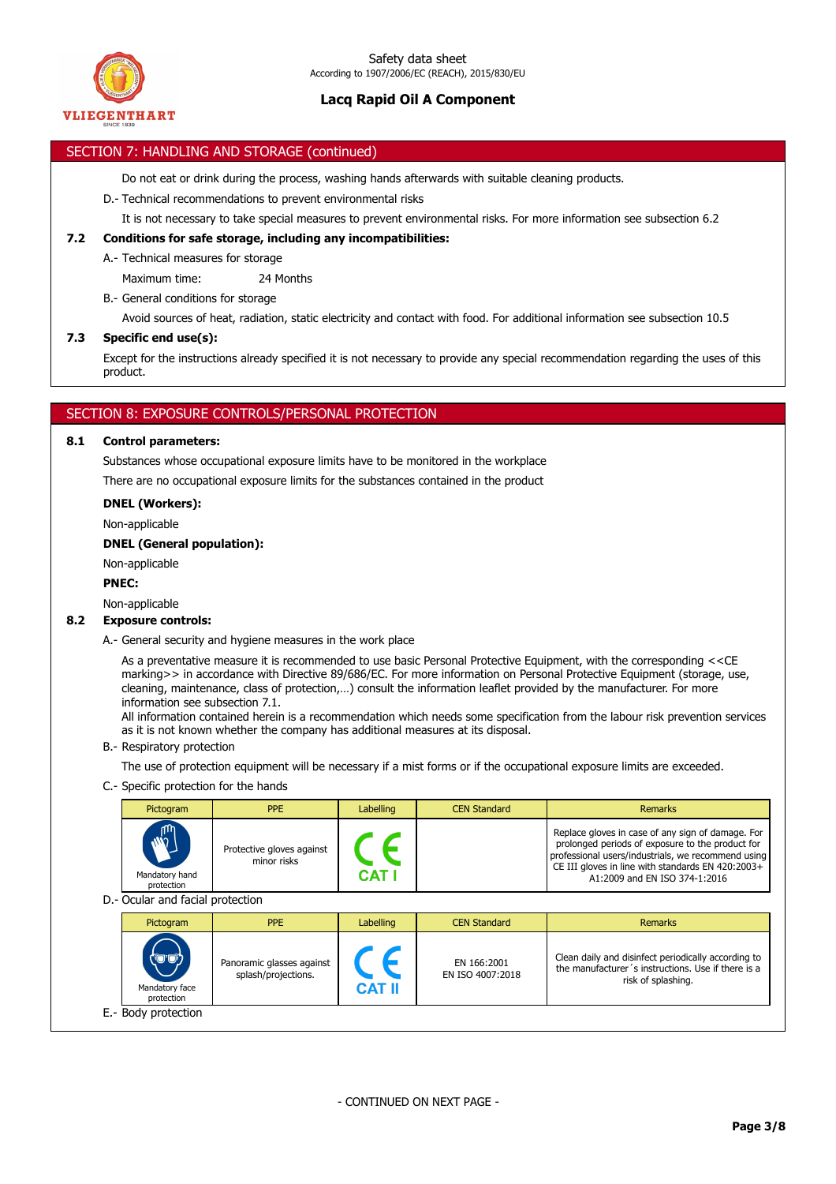## SECTION 7: HANDLING AND STORAGE (continued)

Do not eat or drink during the process, washing hands afterwards with suitable cleaning products.

D.- Technical recommendations to prevent environmental risks

It is not necessary to take special measures to prevent environmental risks. For more information see subsection 6.2

### 7.2 Conditions for safe storage, including any incompatibilities:

A.- Technical measures for storage

Maximum time: 24 Months

B.- General conditions for storage

Avoid sources of heat, radiation, static electricity and contact with food. For additional information see subsection 10.5

### 7.3 Specific end use(s):

Except for the instructions already specified it is not necessary to provide any special recommendation regarding the uses of this product.

## SECTION 8: EXPOSURE CONTROLS/PERSONAL PROTECTION

### 8.1 Control parameters:

Substances whose occupational exposure limits have to be monitored in the workplace

There are no occupational exposure limits for the substances contained in the product

**DNEL (Workers):**

Non-applicable

**DNEL (General population):**

Non-applicable

**PNEC:**

Non-applicable

### 8.2 Exposure controls:

A.- General security and hygiene measures in the work place

As a preventative measure it is recommended to use basic Personal Protective Equipment, with the corresponding <<CE marking>> in accordance with Directive 89/686/EC. For more information on Personal Protective Equipment (storage, use, cleaning, maintenance, class of protection,…) consult the information leaflet provided by the manufacturer. For more information see subsection 7.1.
All information contained herein is a recommendation which needs some specification from the labour risk prevention services as it is not known whether the company has additional measures at its disposal.

B.- Respiratory protection

The use of protection equipment will be necessary if a mist forms or if the occupational exposure limits are exceeded.

C.- Specific protection for the hands

| Pictogram | PPE | Labelling | CEN Standard | Remarks |
|---|---|---|---|---|
| Mandatory hand protection | Protective gloves against minor risks | CE CAT I | | Replace gloves in case of any sign of damage. For prolonged periods of exposure to the product for professional users/industrials, we recommend using CE III gloves in line with standards EN 420:2003+ A1:2009 and EN ISO 374-1:2016 |

D.- Ocular and facial protection

| Pictogram | PPE | Labelling | CEN Standard | Remarks |
|---|---|---|---|---|
| Mandatory face protection | Panoramic glasses against splash/projections. | CE CAT II | EN 166:2001<br>EN ISO 4007:2018 | Clean daily and disinfect periodically according to the manufacturer´s instructions. Use if there is a risk of splashing. |

E.- Body protection

- CONTINUED ON NEXT PAGE -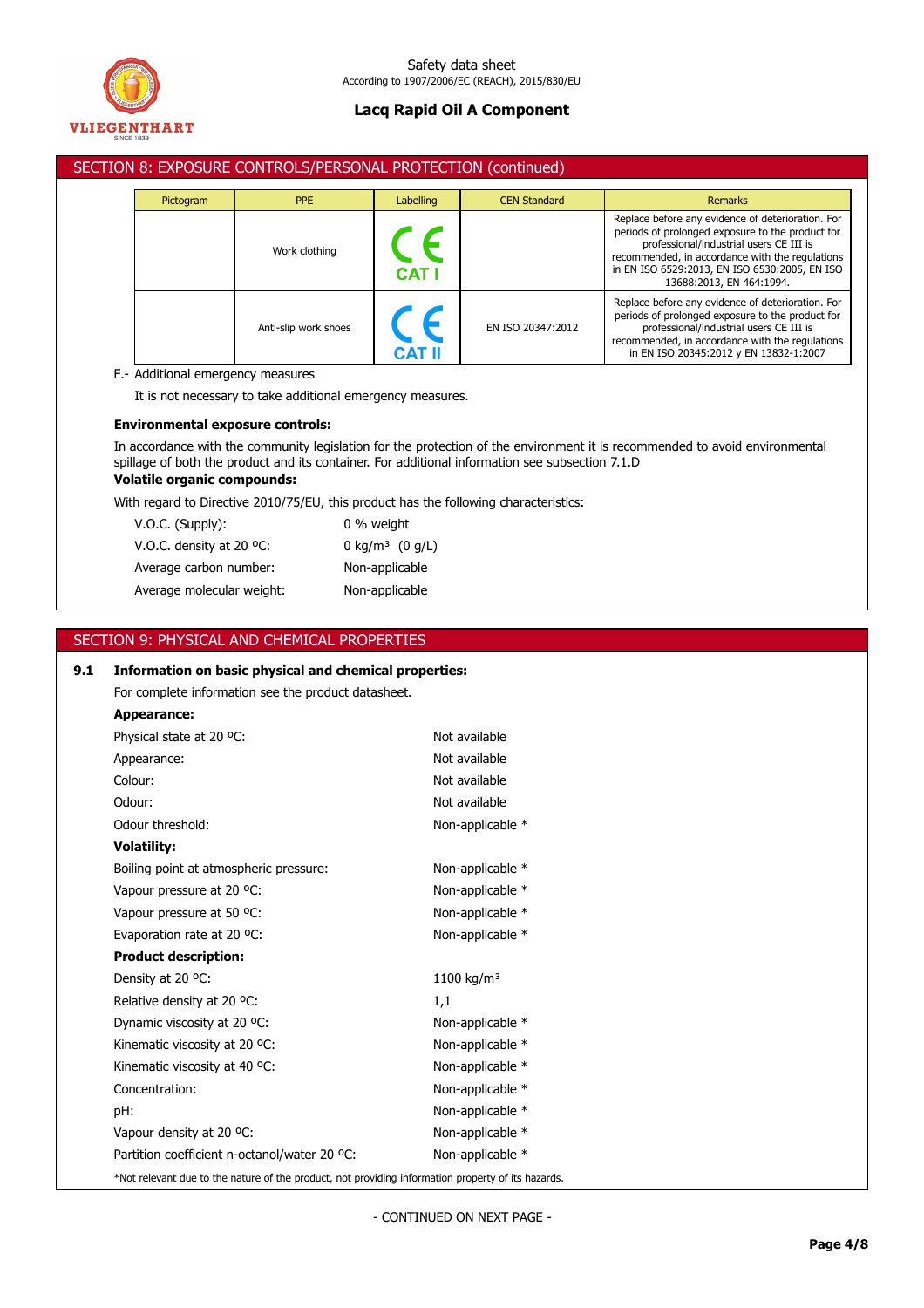## SECTION 8: EXPOSURE CONTROLS/PERSONAL PROTECTION (continued)

| Pictogram | PPE | Labelling | CEN Standard | Remarks |
|---|---|---|---|---|
| | Work clothing | CE CAT I | | Replace before any evidence of deterioration. For periods of prolonged exposure to the product for professional/industrial users CE III is recommended, in accordance with the regulations in EN ISO 6529:2013, EN ISO 6530:2005, EN ISO 13688:2013, EN 464:1994. |
| | Anti-slip work shoes | CE CAT II | EN ISO 20347:2012 | Replace before any evidence of deterioration. For periods of prolonged exposure to the product for professional/industrial users CE III is recommended, in accordance with the regulations in EN ISO 20345:2012 y EN 13832-1:2007 |

F.- Additional emergency measures

It is not necessary to take additional emergency measures.

**Environmental exposure controls:**

In accordance with the community legislation for the protection of the environment it is recommended to avoid environmental spillage of both the product and its container. For additional information see subsection 7.1.D

**Volatile organic compounds:**

With regard to Directive 2010/75/EU, this product has the following characteristics:

| | |
|---|---|
| V.O.C. (Supply): | 0 % weight |
| V.O.C. density at 20 ºC: | 0 kg/m³ (0 g/L) |
| Average carbon number: | Non-applicable |
| Average molecular weight: | Non-applicable |

## SECTION 9: PHYSICAL AND CHEMICAL PROPERTIES

### 9.1 Information on basic physical and chemical properties:

For complete information see the product datasheet.

**Appearance:**

| | |
|---|---|
| Physical state at 20 ºC: | Not available |
| Appearance: | Not available |
| Colour: | Not available |
| Odour: | Not available |
| Odour threshold: | Non-applicable * |

**Volatility:**

| | |
|---|---|
| Boiling point at atmospheric pressure: | Non-applicable * |
| Vapour pressure at 20 ºC: | Non-applicable * |
| Vapour pressure at 50 ºC: | Non-applicable * |
| Evaporation rate at 20 ºC: | Non-applicable * |

**Product description:**

| | |
|---|---|
| Density at 20 ºC: | 1100 kg/m³ |
| Relative density at 20 ºC: | 1,1 |
| Dynamic viscosity at 20 ºC: | Non-applicable * |
| Kinematic viscosity at 20 ºC: | Non-applicable * |
| Kinematic viscosity at 40 ºC: | Non-applicable * |
| Concentration: | Non-applicable * |
| pH: | Non-applicable * |
| Vapour density at 20 ºC: | Non-applicable * |
| Partition coefficient n-octanol/water 20 ºC: | Non-applicable * |

*Not relevant due to the nature of the product, not providing information property of its hazards.

- CONTINUED ON NEXT PAGE -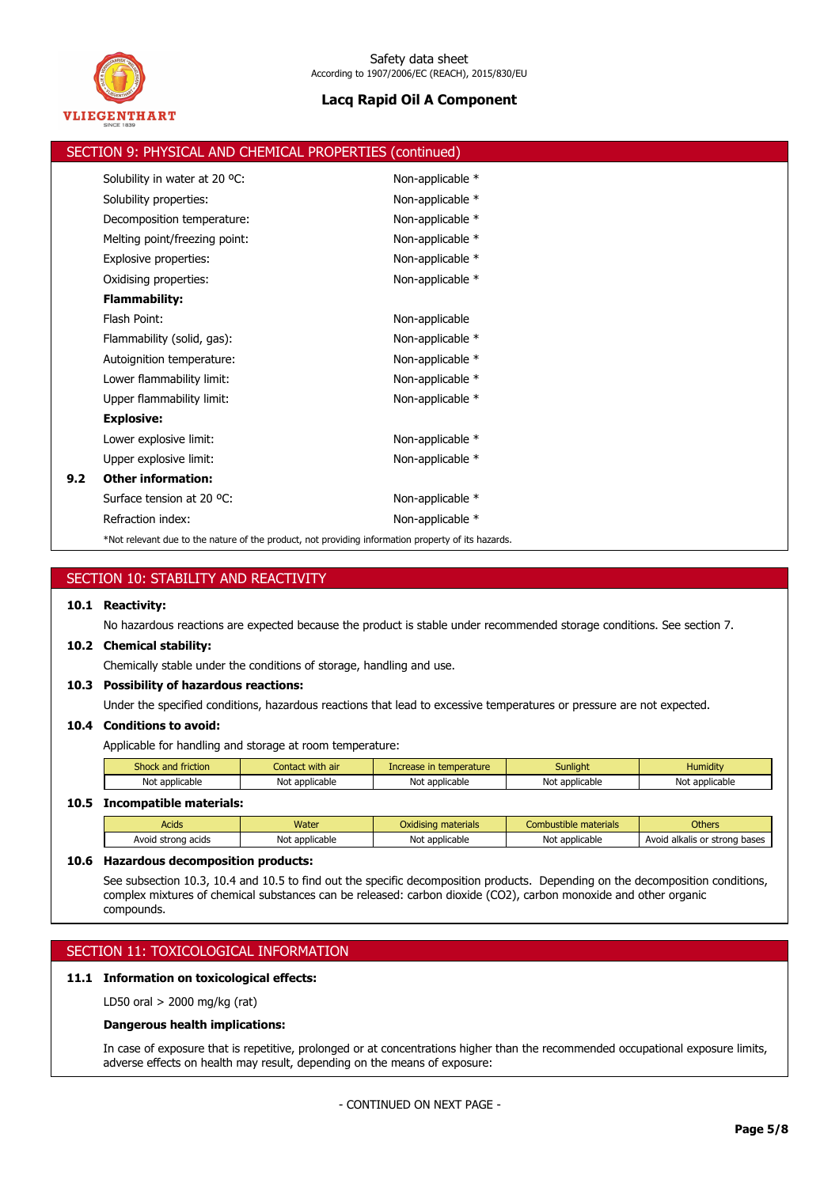## SECTION 9: PHYSICAL AND CHEMICAL PROPERTIES (continued)

| | |
|---|---|
| Solubility in water at 20 ºC: | Non-applicable * |
| Solubility properties: | Non-applicable * |
| Decomposition temperature: | Non-applicable * |
| Melting point/freezing point: | Non-applicable * |
| Explosive properties: | Non-applicable * |
| Oxidising properties: | Non-applicable * |

**Flammability:**

| | |
|---|---|
| Flash Point: | Non-applicable |
| Flammability (solid, gas): | Non-applicable * |
| Autoignition temperature: | Non-applicable * |
| Lower flammability limit: | Non-applicable * |
| Upper flammability limit: | Non-applicable * |

**Explosive:**

| | |
|---|---|
| Lower explosive limit: | Non-applicable * |
| Upper explosive limit: | Non-applicable * |

**9.2 Other information:**

| | |
|---|---|
| Surface tension at 20 ºC: | Non-applicable * |
| Refraction index: | Non-applicable * |

*Not relevant due to the nature of the product, not providing information property of its hazards.

## SECTION 10: STABILITY AND REACTIVITY

**10.1 Reactivity:**

No hazardous reactions are expected because the product is stable under recommended storage conditions. See section 7.

**10.2 Chemical stability:**

Chemically stable under the conditions of storage, handling and use.

**10.3 Possibility of hazardous reactions:**

Under the specified conditions, hazardous reactions that lead to excessive temperatures or pressure are not expected.

**10.4 Conditions to avoid:**

Applicable for handling and storage at room temperature:

| Shock and friction | Contact with air | Increase in temperature | Sunlight | Humidity |
|---|---|---|---|---|
| Not applicable | Not applicable | Not applicable | Not applicable | Not applicable |

**10.5 Incompatible materials:**

| Acids | Water | Oxidising materials | Combustible materials | Others |
|---|---|---|---|---|
| Avoid strong acids | Not applicable | Not applicable | Not applicable | Avoid alkalis or strong bases |

**10.6 Hazardous decomposition products:**

See subsection 10.3, 10.4 and 10.5 to find out the specific decomposition products. Depending on the decomposition conditions, complex mixtures of chemical substances can be released: carbon dioxide ($CO_2$), carbon monoxide and other organic compounds.

## SECTION 11: TOXICOLOGICAL INFORMATION

**11.1 Information on toxicological effects:**

LD50 oral > 2000 mg/kg (rat)

**Dangerous health implications:**

In case of exposure that is repetitive, prolonged or at concentrations higher than the recommended occupational exposure limits, adverse effects on health may result, depending on the means of exposure:

- CONTINUED ON NEXT PAGE -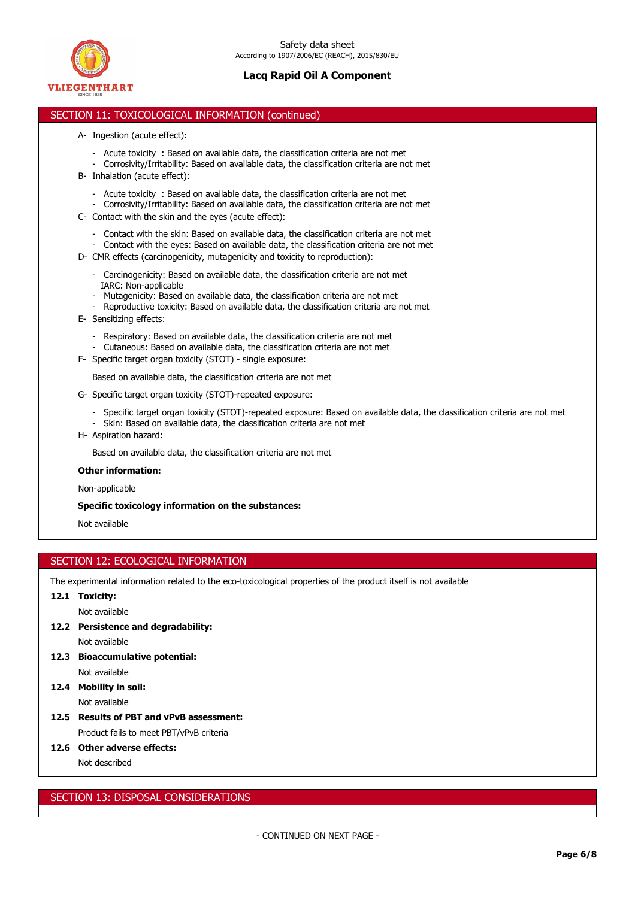## SECTION 11: TOXICOLOGICAL INFORMATION (continued)

A- Ingestion (acute effect):

- Acute toxicity : Based on available data, the classification criteria are not met
- Corrosivity/Irritability: Based on available data, the classification criteria are not met

B- Inhalation (acute effect):

- Acute toxicity : Based on available data, the classification criteria are not met
- Corrosivity/Irritability: Based on available data, the classification criteria are not met

C- Contact with the skin and the eyes (acute effect):

- Contact with the skin: Based on available data, the classification criteria are not met
- Contact with the eyes: Based on available data, the classification criteria are not met

D- CMR effects (carcinogenicity, mutagenicity and toxicity to reproduction):

- Carcinogenicity: Based on available data, the classification criteria are not met
  IARC: Non-applicable
- Mutagenicity: Based on available data, the classification criteria are not met
- Reproductive toxicity: Based on available data, the classification criteria are not met

E- Sensitizing effects:

- Respiratory: Based on available data, the classification criteria are not met
- Cutaneous: Based on available data, the classification criteria are not met

F- Specific target organ toxicity (STOT) - single exposure:

Based on available data, the classification criteria are not met

G- Specific target organ toxicity (STOT)-repeated exposure:

- Specific target organ toxicity (STOT)-repeated exposure: Based on available data, the classification criteria are not met
- Skin: Based on available data, the classification criteria are not met

H- Aspiration hazard:

Based on available data, the classification criteria are not met

**Other information:**

Non-applicable

**Specific toxicology information on the substances:**

Not available

## SECTION 12: ECOLOGICAL INFORMATION

The experimental information related to the eco-toxicological properties of the product itself is not available

**12.1 Toxicity:**

Not available

**12.2 Persistence and degradability:**

Not available

**12.3 Bioaccumulative potential:**

Not available

**12.4 Mobility in soil:**

Not available

**12.5 Results of PBT and vPvB assessment:**

Product fails to meet PBT/vPvB criteria

**12.6 Other adverse effects:**

Not described

## SECTION 13: DISPOSAL CONSIDERATIONS

- CONTINUED ON NEXT PAGE -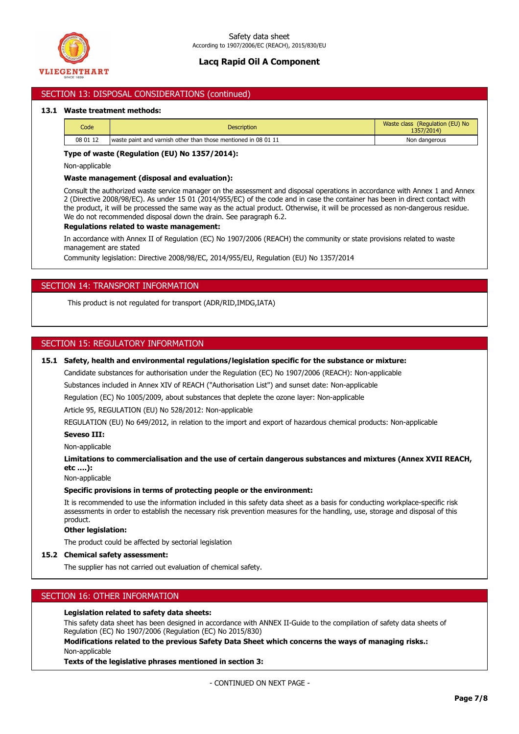## SECTION 13: DISPOSAL CONSIDERATIONS (continued)

### 13.1 Waste treatment methods:

| Code | Description | Waste class (Regulation (EU) No 1357/2014) |
|---|---|---|
| 08 01 12 | waste paint and varnish other than those mentioned in 08 01 11 | Non dangerous |

**Type of waste (Regulation (EU) No 1357/2014):**

Non-applicable

**Waste management (disposal and evaluation):**

Consult the authorized waste service manager on the assessment and disposal operations in accordance with Annex 1 and Annex 2 (Directive 2008/98/EC). As under 15 01 (2014/955/EC) of the code and in case the container has been in direct contact with the product, it will be processed the same way as the actual product. Otherwise, it will be processed as non-dangerous residue. We do not recommended disposal down the drain. See paragraph 6.2.

**Regulations related to waste management:**

In accordance with Annex II of Regulation (EC) No 1907/2006 (REACH) the community or state provisions related to waste management are stated

Community legislation: Directive 2008/98/EC, 2014/955/EU, Regulation (EU) No 1357/2014

## SECTION 14: TRANSPORT INFORMATION

This product is not regulated for transport (ADR/RID,IMDG,IATA)

## SECTION 15: REGULATORY INFORMATION

### 15.1 Safety, health and environmental regulations/legislation specific for the substance or mixture:

Candidate substances for authorisation under the Regulation (EC) No 1907/2006 (REACH): Non-applicable

Substances included in Annex XIV of REACH ("Authorisation List") and sunset date: Non-applicable

Regulation (EC) No 1005/2009, about substances that deplete the ozone layer: Non-applicable

Article 95, REGULATION (EU) No 528/2012: Non-applicable

REGULATION (EU) No 649/2012, in relation to the import and export of hazardous chemical products: Non-applicable

**Seveso III:**

Non-applicable

**Limitations to commercialisation and the use of certain dangerous substances and mixtures (Annex XVII REACH, etc ….):**

Non-applicable

**Specific provisions in terms of protecting people or the environment:**

It is recommended to use the information included in this safety data sheet as a basis for conducting workplace-specific risk assessments in order to establish the necessary risk prevention measures for the handling, use, storage and disposal of this product.

**Other legislation:**

The product could be affected by sectorial legislation

### 15.2 Chemical safety assessment:

The supplier has not carried out evaluation of chemical safety.

## SECTION 16: OTHER INFORMATION

**Legislation related to safety data sheets:**

This safety data sheet has been designed in accordance with ANNEX II-Guide to the compilation of safety data sheets of Regulation (EC) No 1907/2006 (Regulation (EC) No 2015/830)

**Modifications related to the previous Safety Data Sheet which concerns the ways of managing risks.:**

Non-applicable

**Texts of the legislative phrases mentioned in section 3:**

- CONTINUED ON NEXT PAGE -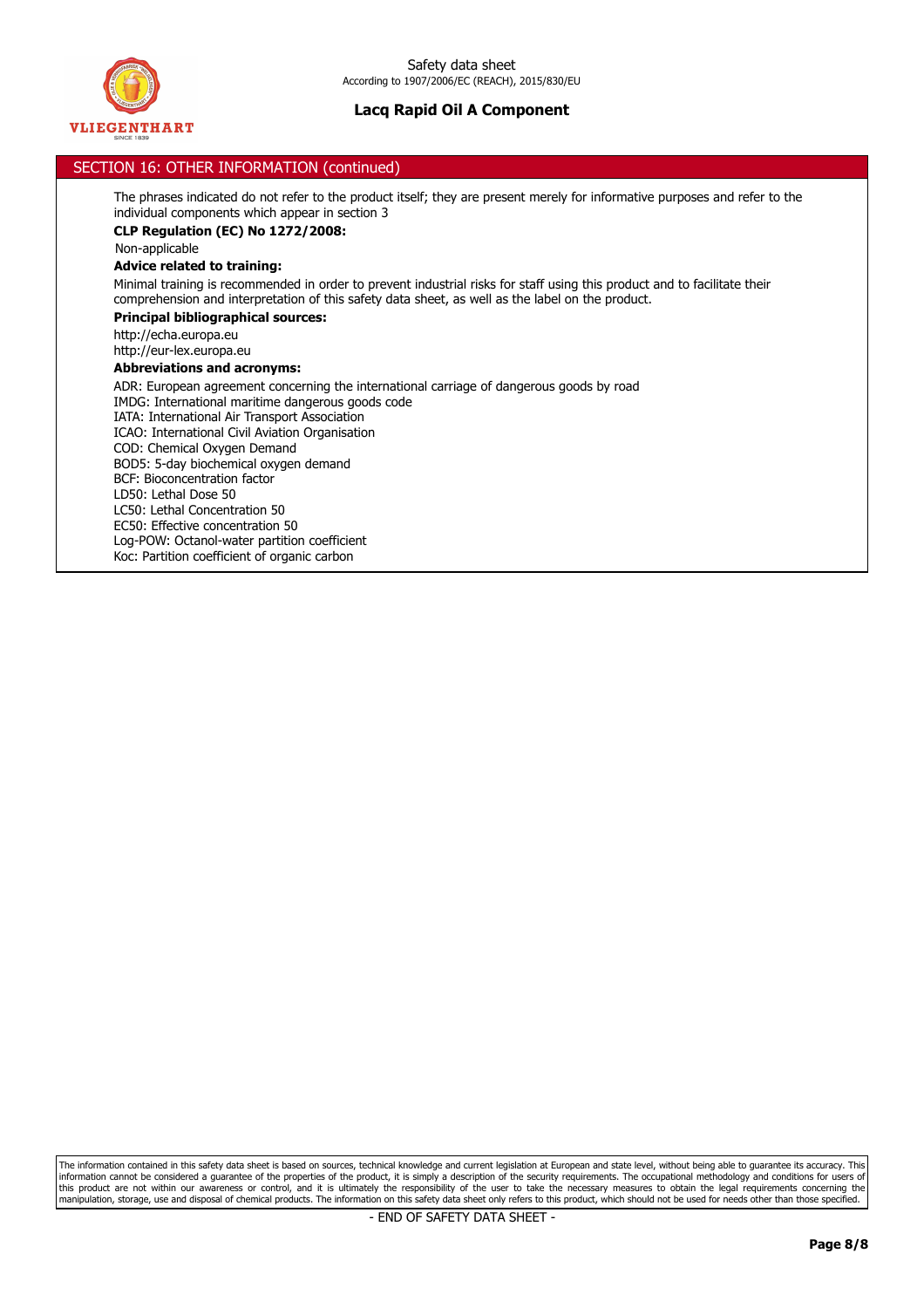## SECTION 16: OTHER INFORMATION (continued)

The phrases indicated do not refer to the product itself; they are present merely for informative purposes and refer to the individual components which appear in section 3

**CLP Regulation (EC) No 1272/2008:**

Non-applicable

**Advice related to training:**

Minimal training is recommended in order to prevent industrial risks for staff using this product and to facilitate their comprehension and interpretation of this safety data sheet, as well as the label on the product.

**Principal bibliographical sources:**

http://echa.europa.eu
http://eur-lex.europa.eu

**Abbreviations and acronyms:**

ADR: European agreement concerning the international carriage of dangerous goods by road
IMDG: International maritime dangerous goods code
IATA: International Air Transport Association
ICAO: International Civil Aviation Organisation
COD: Chemical Oxygen Demand
BOD5: 5-day biochemical oxygen demand
BCF: Bioconcentration factor
LD50: Lethal Dose 50
LC50: Lethal Concentration 50
EC50: Effective concentration 50
Log-POW: Octanol-water partition coefficient
Koc: Partition coefficient of organic carbon

The information contained in this safety data sheet is based on sources, technical knowledge and current legislation at European and state level, without being able to guarantee its accuracy. This information cannot be considered a guarantee of the properties of the product, it is simply a description of the security requirements. The occupational methodology and conditions for users of this product are not within our awareness or control, and it is ultimately the responsibility of the user to take the necessary measures to obtain the legal requirements concerning the manipulation, storage, use and disposal of chemical products. The information on this safety data sheet only refers to this product, which should not be used for needs other than those specified.

- END OF SAFETY DATA SHEET -